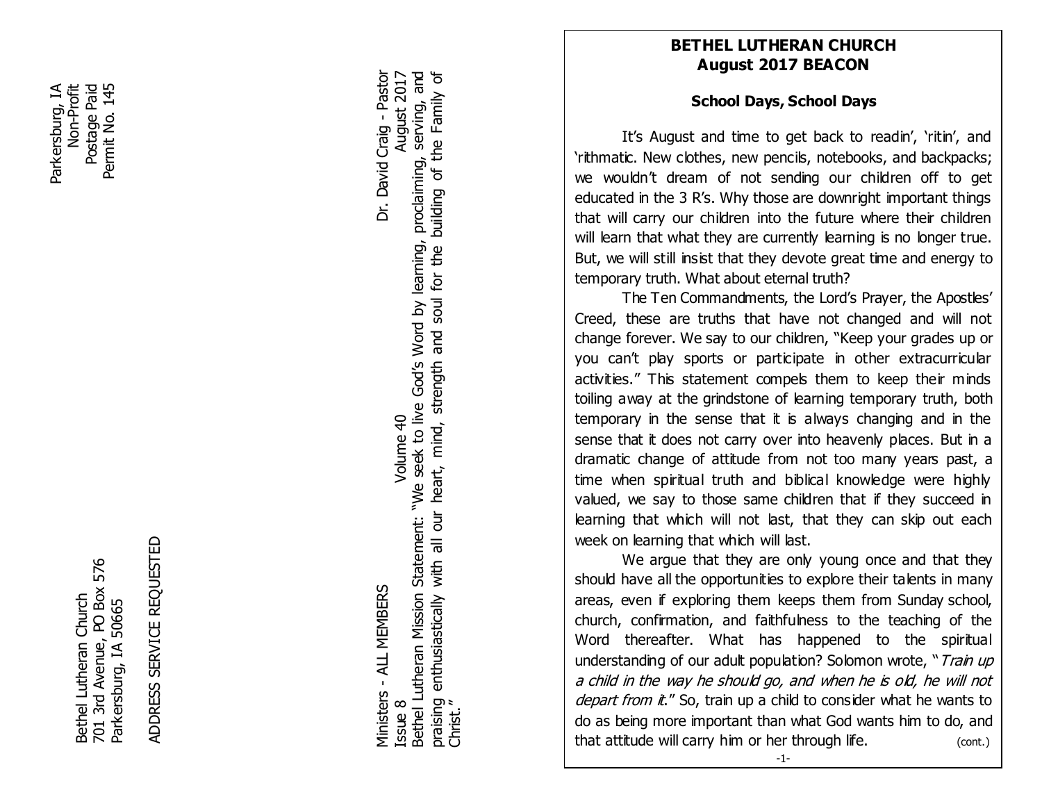Parksersburg, IA
Non-Profit
Postage Paid
Permit No. 145

Bethel Lutheran Church
701 3rd Avenue, PO Box 576
Parkersburg, IA 50665

ADDRESS SERVICE REQUESTED

Ministers - ALL MEMBERS — Dr. David Craig - Pastor
Issue 8 — Volume 40 — August 2017

Bethel Lutheran Mission Statement: "We seek to live God's Word by learning, proclaiming, serving, and praising enthusiastically with all our heart, mind, strength and soul for the building of the Family of Christ."

# BETHEL LUTHERAN CHURCH
# August 2017 BEACON

## School Days, School Days

It's August and time to get back to readin', 'ritin', and 'rithmatic. New clothes, new pencils, notebooks, and backpacks; we wouldn't dream of not sending our children off to get educated in the 3 R's. Why those are downright important things that will carry our children into the future where their children will learn that what they are currently learning is no longer true. But, we will still insist that they devote great time and energy to temporary truth. What about eternal truth?

The Ten Commandments, the Lord's Prayer, the Apostles' Creed, these are truths that have not changed and will not change forever. We say to our children, "Keep your grades up or you can't play sports or participate in other extracurricular activities." This statement compels them to keep their minds toiling away at the grindstone of learning temporary truth, both temporary in the sense that it is always changing and in the sense that it does not carry over into heavenly places. But in a dramatic change of attitude from not too many years past, a time when spiritual truth and biblical knowledge were highly valued, we say to those same children that if they succeed in learning that which will not last, that they can skip out each week on learning that which will last.

We argue that they are only young once and that they should have all the opportunities to explore their talents in many areas, even if exploring them keeps them from Sunday school, church, confirmation, and faithfulness to the teaching of the Word thereafter. What has happened to the spiritual understanding of our adult population? Solomon wrote, "*Train up a child in the way he should go, and when he is old, he will not depart from it*." So, train up a child to consider what he wants to do as being more important than what God wants him to do, and that attitude will carry him or her through life. (cont.)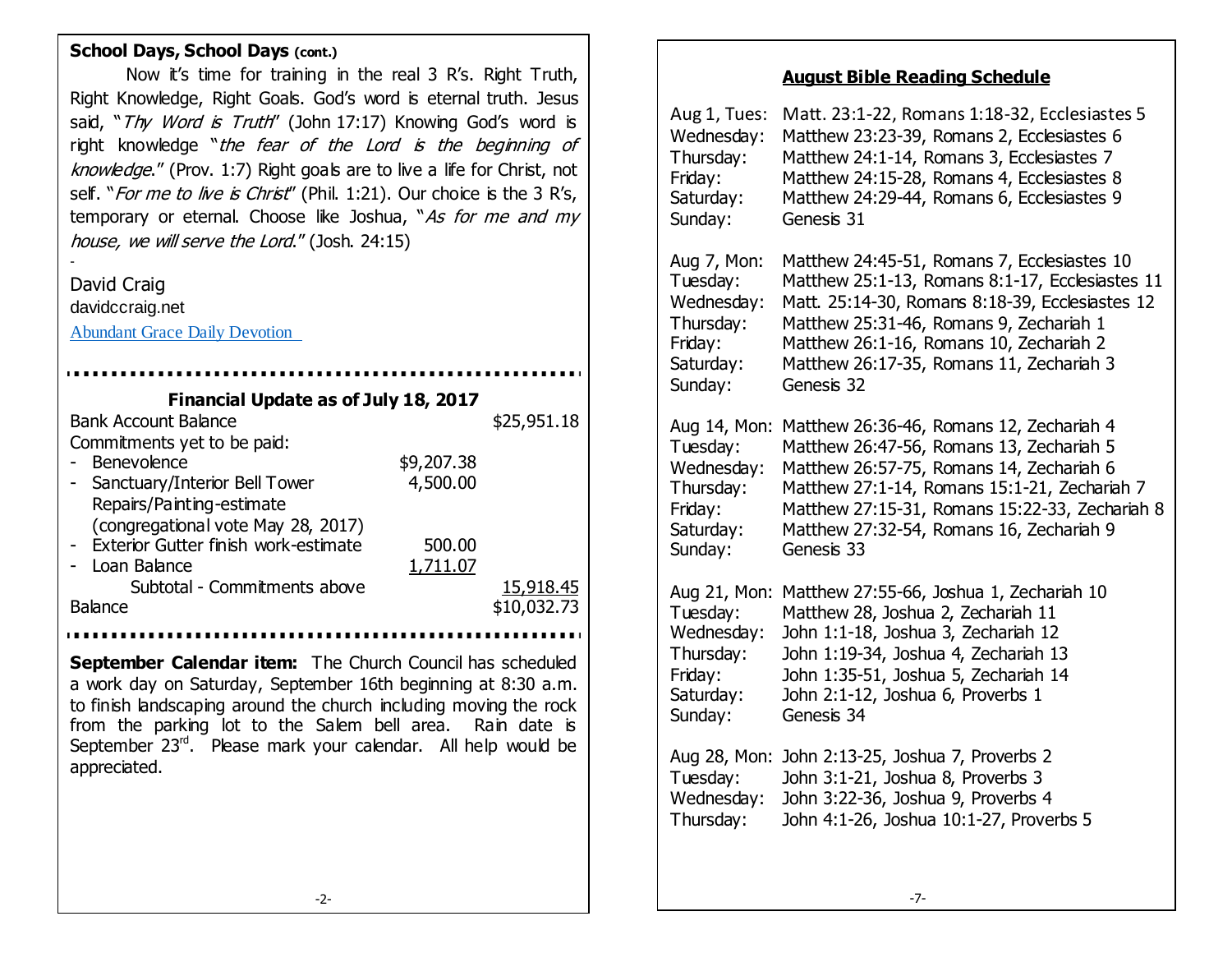## School Days, School Days (cont.)

Now it's time for training in the real 3 R's. Right Truth, Right Knowledge, Right Goals. God's word is eternal truth. Jesus said, "*Thy Word is Truth*" (John 17:17) Knowing God's word is right knowledge "*the fear of the Lord is the beginning of knowledge*." (Prov. 1:7) Right goals are to live a life for Christ, not self. "*For me to live is Christ*" (Phil. 1:21). Our choice is the 3 R's, temporary or eternal. Choose like Joshua, "*As for me and my house, we will serve the Lord*." (Josh. 24:15)

-

David Craig
davidccraig.net
Abundant Grace Daily Devotion

---

### Financial Update as of July 18, 2017

| | | |
|---|---|---|
| Bank Account Balance | | $25,951.18 |
| Commitments yet to be paid: | | |
| - Benevolence | $9,207.38 | |
| - Sanctuary/Interior Bell Tower Repairs/Painting-estimate (congregational vote May 28, 2017) | 4,500.00 | |
| - Exterior Gutter finish work-estimate | 500.00 | |
| - Loan Balance | 1,711.07 | |
| Subtotal - Commitments above | | 15,918.45 |
| Balance | | $10,032.73 |

---

**September Calendar item:** The Church Council has scheduled a work day on Saturday, September 16th beginning at 8:30 a.m. to finish landscaping around the church including moving the rock from the parking lot to the Salem bell area. Rain date is September 23rd. Please mark your calendar. All help would be appreciated.

## August Bible Reading Schedule

| | |
|---|---|
| Aug 1, Tues: | Matt. 23:1-22, Romans 1:18-32, Ecclesiastes 5 |
| Wednesday: | Matthew 23:23-39, Romans 2, Ecclesiastes 6 |
| Thursday: | Matthew 24:1-14, Romans 3, Ecclesiastes 7 |
| Friday: | Matthew 24:15-28, Romans 4, Ecclesiastes 8 |
| Saturday: | Matthew 24:29-44, Romans 6, Ecclesiastes 9 |
| Sunday: | Genesis 31 |
| Aug 7, Mon: | Matthew 24:45-51, Romans 7, Ecclesiastes 10 |
| Tuesday: | Matthew 25:1-13, Romans 8:1-17, Ecclesiastes 11 |
| Wednesday: | Matt. 25:14-30, Romans 8:18-39, Ecclesiastes 12 |
| Thursday: | Matthew 25:31-46, Romans 9, Zechariah 1 |
| Friday: | Matthew 26:1-16, Romans 10, Zechariah 2 |
| Saturday: | Matthew 26:17-35, Romans 11, Zechariah 3 |
| Sunday: | Genesis 32 |
| Aug 14, Mon: | Matthew 26:36-46, Romans 12, Zechariah 4 |
| Tuesday: | Matthew 26:47-56, Romans 13, Zechariah 5 |
| Wednesday: | Matthew 26:57-75, Romans 14, Zechariah 6 |
| Thursday: | Matthew 27:1-14, Romans 15:1-21, Zechariah 7 |
| Friday: | Matthew 27:15-31, Romans 15:22-33, Zechariah 8 |
| Saturday: | Matthew 27:32-54, Romans 16, Zechariah 9 |
| Sunday: | Genesis 33 |
| Aug 21, Mon: | Matthew 27:55-66, Joshua 1, Zechariah 10 |
| Tuesday: | Matthew 28, Joshua 2, Zechariah 11 |
| Wednesday: | John 1:1-18, Joshua 3, Zechariah 12 |
| Thursday: | John 1:19-34, Joshua 4, Zechariah 13 |
| Friday: | John 1:35-51, Joshua 5, Zechariah 14 |
| Saturday: | John 2:1-12, Joshua 6, Proverbs 1 |
| Sunday: | Genesis 34 |
| Aug 28, Mon: | John 2:13-25, Joshua 7, Proverbs 2 |
| Tuesday: | John 3:1-21, Joshua 8, Proverbs 3 |
| Wednesday: | John 3:22-36, Joshua 9, Proverbs 4 |
| Thursday: | John 4:1-26, Joshua 10:1-27, Proverbs 5 |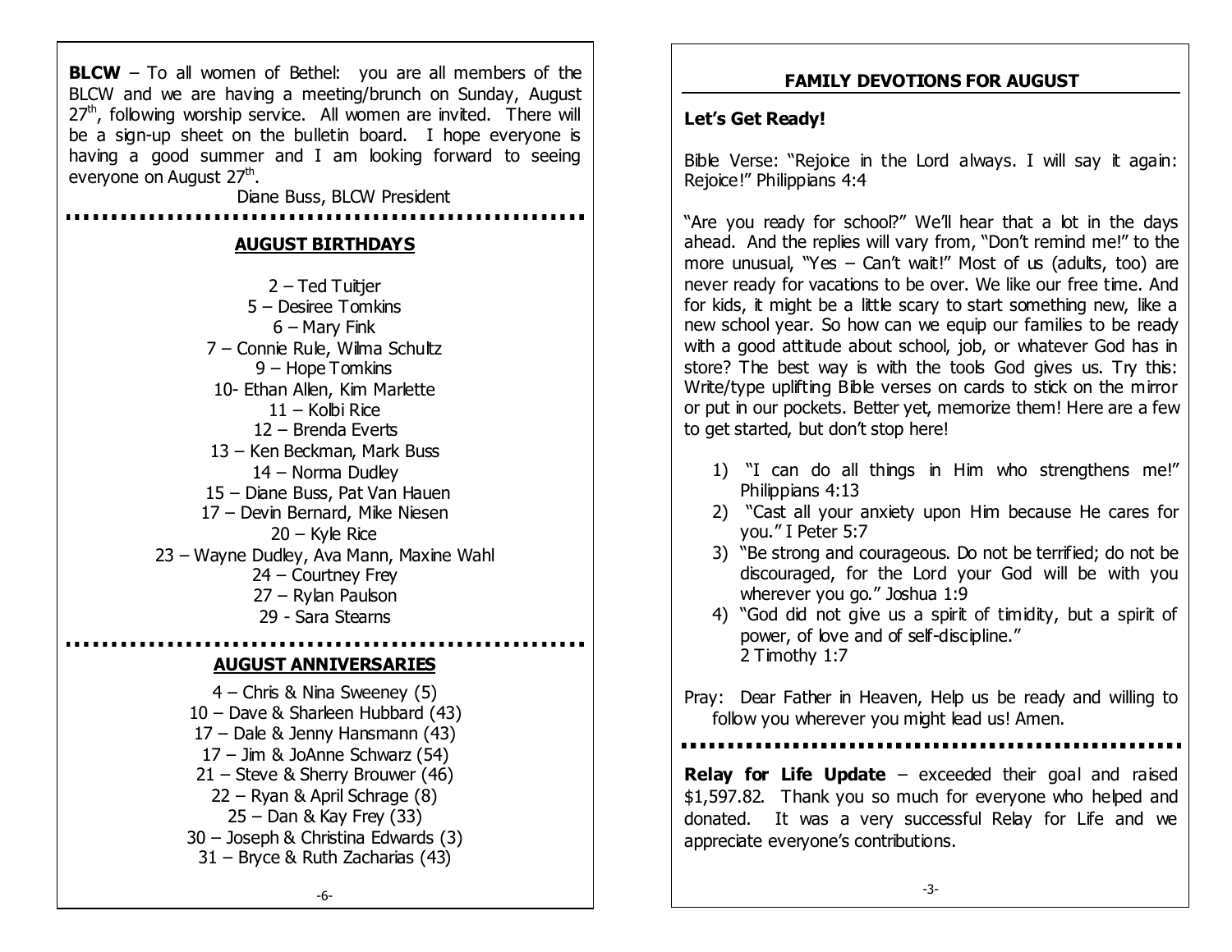**BLCW** – To all women of Bethel: you are all members of the BLCW and we are having a meeting/brunch on Sunday, August 27th, following worship service. All women are invited. There will be a sign-up sheet on the bulletin board. I hope everyone is having a good summer and I am looking forward to seeing everyone on August 27th.

Diane Buss, BLCW President

## AUGUST BIRTHDAYS

2 – Ted Tuitjer
5 – Desiree Tomkins
6 – Mary Fink
7 – Connie Rule, Wilma Schultz
9 – Hope Tomkins
10- Ethan Allen, Kim Marlette
11 – Kolbi Rice
12 – Brenda Everts
13 – Ken Beckman, Mark Buss
14 – Norma Dudley
15 – Diane Buss, Pat Van Hauen
17 – Devin Bernard, Mike Niesen
20 – Kyle Rice
23 – Wayne Dudley, Ava Mann, Maxine Wahl
24 – Courtney Frey
27 – Rylan Paulson
29 - Sara Stearns

## AUGUST ANNIVERSARIES

4 – Chris & Nina Sweeney (5)
10 – Dave & Sharleen Hubbard (43)
17 – Dale & Jenny Hansmann (43)
17 – Jim & JoAnne Schwarz (54)
21 – Steve & Sherry Brouwer (46)
22 – Ryan & April Schrage (8)
25 – Dan & Kay Frey (33)
30 – Joseph & Christina Edwards (3)
31 – Bryce & Ruth Zacharias (43)

## FAMILY DEVOTIONS FOR AUGUST

**Let's Get Ready!**

Bible Verse: "Rejoice in the Lord always. I will say it again: Rejoice!" Philippians 4:4

"Are you ready for school?" We'll hear that a lot in the days ahead. And the replies will vary from, "Don't remind me!" to the more unusual, "Yes – Can't wait!" Most of us (adults, too) are never ready for vacations to be over. We like our free time. And for kids, it might be a little scary to start something new, like a new school year. So how can we equip our families to be ready with a good attitude about school, job, or whatever God has in store? The best way is with the tools God gives us. Try this: Write/type uplifting Bible verses on cards to stick on the mirror or put in our pockets. Better yet, memorize them! Here are a few to get started, but don't stop here!

1) "I can do all things in Him who strengthens me!" Philippians 4:13
2) "Cast all your anxiety upon Him because He cares for you." I Peter 5:7
3) "Be strong and courageous. Do not be terrified; do not be discouraged, for the Lord your God will be with you wherever you go." Joshua 1:9
4) "God did not give us a spirit of timidity, but a spirit of power, of love and of self-discipline." 2 Timothy 1:7

Pray: Dear Father in Heaven, Help us be ready and willing to follow you wherever you might lead us! Amen.

**Relay for Life Update** – exceeded their goal and raised \$1,597.82. Thank you so much for everyone who helped and donated. It was a very successful Relay for Life and we appreciate everyone's contributions.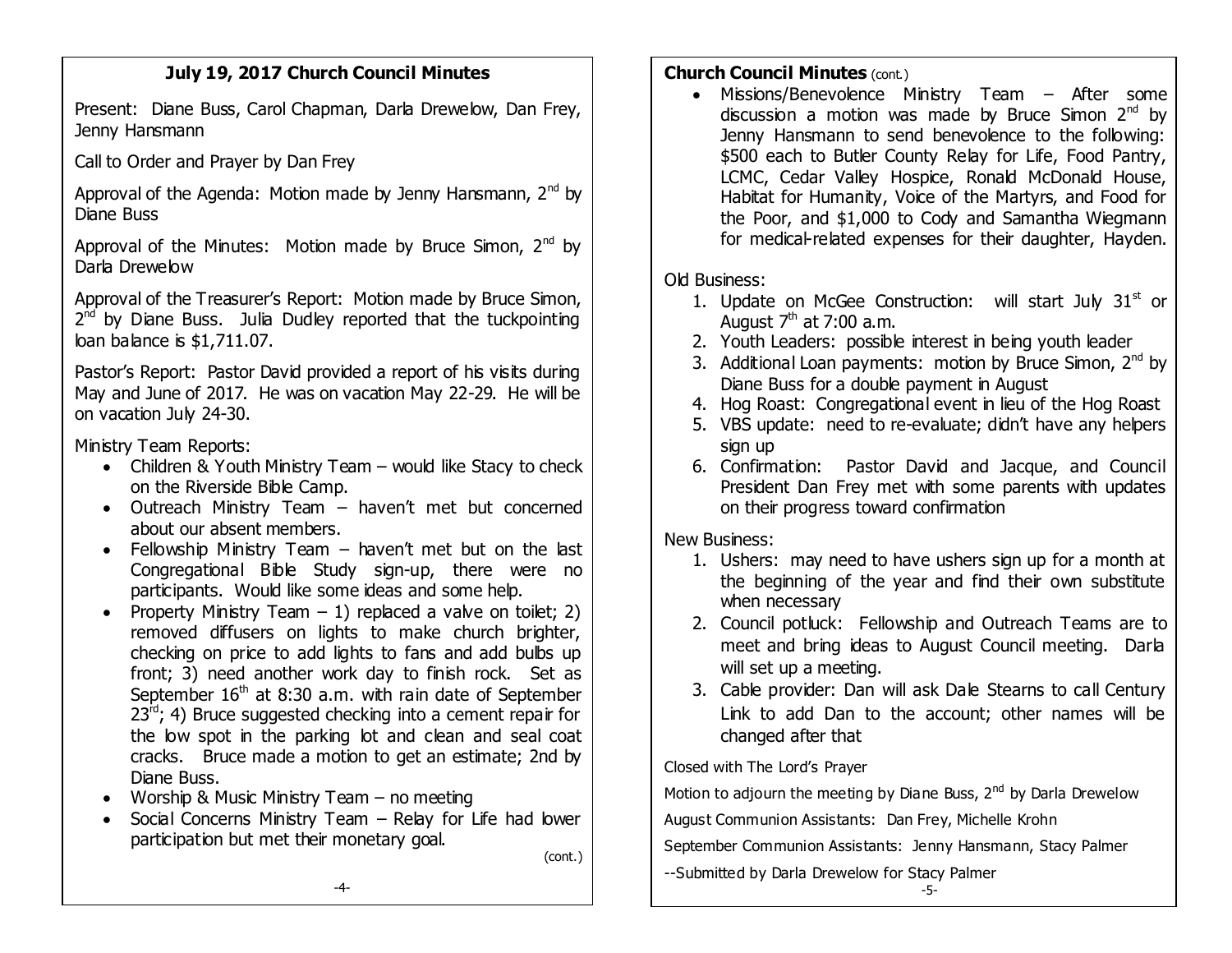## July 19, 2017 Church Council Minutes

Present: Diane Buss, Carol Chapman, Darla Drewelow, Dan Frey, Jenny Hansmann

Call to Order and Prayer by Dan Frey

Approval of the Agenda: Motion made by Jenny Hansmann, 2nd by Diane Buss

Approval of the Minutes: Motion made by Bruce Simon, 2nd by Darla Drewelow

Approval of the Treasurer's Report: Motion made by Bruce Simon, 2nd by Diane Buss. Julia Dudley reported that the tuckpointing loan balance is $1,711.07.

Pastor's Report: Pastor David provided a report of his visits during May and June of 2017. He was on vacation May 22-29. He will be on vacation July 24-30.

Ministry Team Reports:

- Children & Youth Ministry Team – would like Stacy to check on the Riverside Bible Camp.
- Outreach Ministry Team – haven't met but concerned about our absent members.
- Fellowship Ministry Team – haven't met but on the last Congregational Bible Study sign-up, there were no participants. Would like some ideas and some help.
- Property Ministry Team – 1) replaced a valve on toilet; 2) removed diffusers on lights to make church brighter, checking on price to add lights to fans and add bulbs up front; 3) need another work day to finish rock. Set as September 16th at 8:30 a.m. with rain date of September 23rd; 4) Bruce suggested checking into a cement repair for the low spot in the parking lot and clean and seal coat cracks. Bruce made a motion to get an estimate; 2nd by Diane Buss.
- Worship & Music Ministry Team – no meeting
- Social Concerns Ministry Team – Relay for Life had lower participation but met their monetary goal.

(cont.)

**Church Council Minutes** (cont.)

- Missions/Benevolence Ministry Team – After some discussion a motion was made by Bruce Simon 2nd by Jenny Hansmann to send benevolence to the following: $500 each to Butler County Relay for Life, Food Pantry, LCMC, Cedar Valley Hospice, Ronald McDonald House, Habitat for Humanity, Voice of the Martyrs, and Food for the Poor, and $1,000 to Cody and Samantha Wiegmann for medical-related expenses for their daughter, Hayden.

Old Business:

1. Update on McGee Construction: will start July 31st or August 7th at 7:00 a.m.
2. Youth Leaders: possible interest in being youth leader
3. Additional Loan payments: motion by Bruce Simon, 2nd by Diane Buss for a double payment in August
4. Hog Roast: Congregational event in lieu of the Hog Roast
5. VBS update: need to re-evaluate; didn't have any helpers sign up
6. Confirmation: Pastor David and Jacque, and Council President Dan Frey met with some parents with updates on their progress toward confirmation

New Business:

1. Ushers: may need to have ushers sign up for a month at the beginning of the year and find their own substitute when necessary
2. Council potluck: Fellowship and Outreach Teams are to meet and bring ideas to August Council meeting. Darla will set up a meeting.
3. Cable provider: Dan will ask Dale Stearns to call Century Link to add Dan to the account; other names will be changed after that

Closed with The Lord's Prayer

Motion to adjourn the meeting by Diane Buss, 2nd by Darla Drewelow

August Communion Assistants: Dan Frey, Michelle Krohn

September Communion Assistants: Jenny Hansmann, Stacy Palmer

--Submitted by Darla Drewelow for Stacy Palmer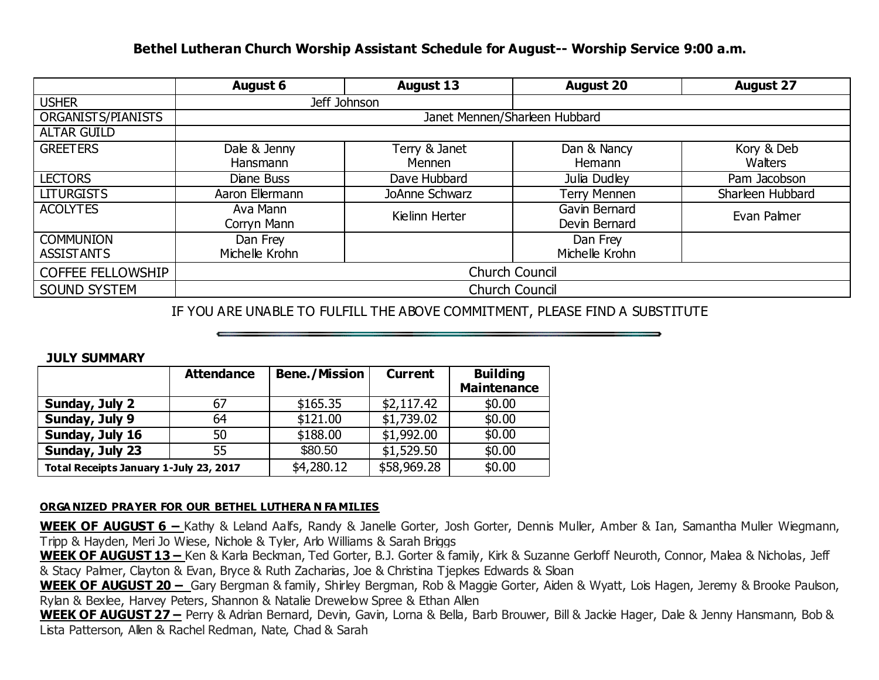## Bethel Lutheran Church Worship Assistant Schedule for August-- Worship Service 9:00 a.m.

| | August 6 | August 13 | August 20 | August 27 |
|---|---|---|---|---|
| USHER | Jeff Johnson | | | |
| ORGANISTS/PIANISTS | Janet Mennen/Sharleen Hubbard | | | |
| ALTAR GUILD | | | | |
| GREETERS | Dale & Jenny Hansmann | Terry & Janet Mennen | Dan & Nancy Hemann | Kory & Deb Walters |
| LECTORS | Diane Buss | Dave Hubbard | Julia Dudley | Pam Jacobson |
| LITURGISTS | Aaron Ellermann | JoAnne Schwarz | Terry Mennen | Sharleen Hubbard |
| ACOLYTES | Ava Mann<br>Corryn Mann | Kielinn Herter | Gavin Bernard<br>Devin Bernard | Evan Palmer |
| COMMUNION ASSISTANTS | Dan Frey<br>Michelle Krohn | | Dan Frey<br>Michelle Krohn | |
| COFFEE FELLOWSHIP | Church Council | | | |
| SOUND SYSTEM | Church Council | | | |

IF YOU ARE UNABLE TO FULFILL THE ABOVE COMMITMENT, PLEASE FIND A SUBSTITUTE

**JULY SUMMARY**

| | Attendance | Bene./Mission | Current | Building Maintenance |
|---|---|---|---|---|
| **Sunday, July 2** | 67 | $165.35 | $2,117.42 | $0.00 |
| **Sunday, July 9** | 64 | $121.00 | $1,739.02 | $0.00 |
| **Sunday, July 16** | 50 | $188.00 | $1,992.00 | $0.00 |
| **Sunday, July 23** | 55 | $80.50 | $1,529.50 | $0.00 |
| **Total Receipts January 1-July 23, 2017** | | $4,280.12 | $58,969.28 | $0.00 |

**ORGANIZED PRAYER FOR OUR BETHEL LUTHERAN FAMILIES**

**WEEK OF AUGUST 6 –** Kathy & Leland Aalfs, Randy & Janelle Gorter, Josh Gorter, Dennis Muller, Amber & Ian, Samantha Muller Wiegmann, Tripp & Hayden, Meri Jo Wiese, Nichole & Tyler, Arlo Williams & Sarah Briggs

**WEEK OF AUGUST 13 –** Ken & Karla Beckman, Ted Gorter, B.J. Gorter & family, Kirk & Suzanne Gerloff Neuroth, Connor, Malea & Nicholas, Jeff & Stacy Palmer, Clayton & Evan, Bryce & Ruth Zacharias, Joe & Christina Tjepkes Edwards & Sloan

**WEEK OF AUGUST 20 –** Gary Bergman & family, Shirley Bergman, Rob & Maggie Gorter, Aiden & Wyatt, Lois Hagen, Jeremy & Brooke Paulson, Rylan & Bexlee, Harvey Peters, Shannon & Natalie Drewelow Spree & Ethan Allen

**WEEK OF AUGUST 27 –** Perry & Adrian Bernard, Devin, Gavin, Lorna & Bella, Barb Brouwer, Bill & Jackie Hager, Dale & Jenny Hansmann, Bob & Lista Patterson, Allen & Rachel Redman, Nate, Chad & Sarah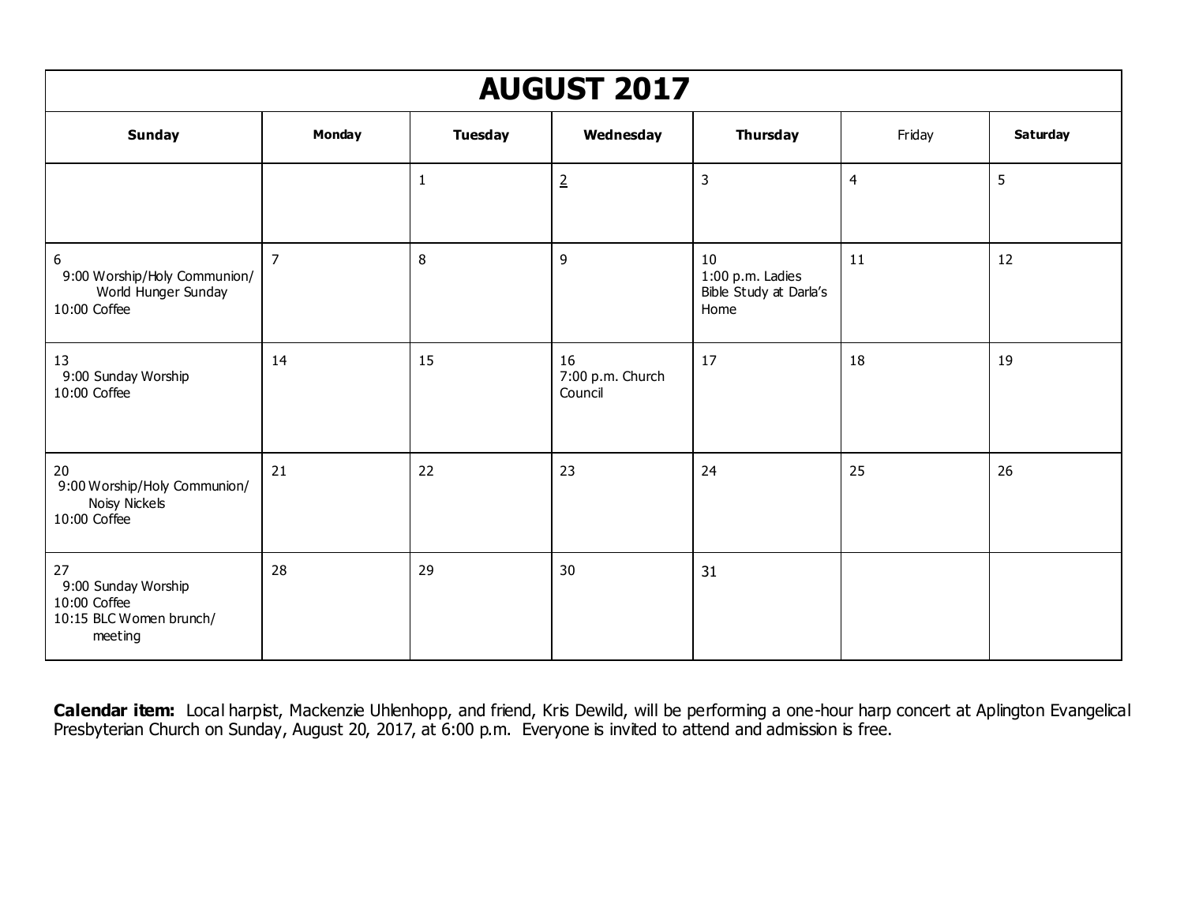# AUGUST 2017

| Sunday | Monday | Tuesday | Wednesday | Thursday | Friday | Saturday |
|---|---|---|---|---|---|---|
| | | 1 | 2 | 3 | 4 | 5 |
| 6<br>9:00 Worship/Holy Communion/ World Hunger Sunday<br>10:00 Coffee | 7 | 8 | 9 | 10<br>1:00 p.m. Ladies Bible Study at Darla's Home | 11 | 12 |
| 13<br>9:00 Sunday Worship<br>10:00 Coffee | 14 | 15 | 16<br>7:00 p.m. Church Council | 17 | 18 | 19 |
| 20<br>9:00 Worship/Holy Communion/ Noisy Nickels<br>10:00 Coffee | 21 | 22 | 23 | 24 | 25 | 26 |
| 27<br>9:00 Sunday Worship<br>10:00 Coffee<br>10:15 BLC Women brunch/ meeting | 28 | 29 | 30 | 31 | | |

**Calendar item:** Local harpist, Mackenzie Uhlenhopp, and friend, Kris Dewild, will be performing a one-hour harp concert at Aplington Evangelical Presbyterian Church on Sunday, August 20, 2017, at 6:00 p.m. Everyone is invited to attend and admission is free.